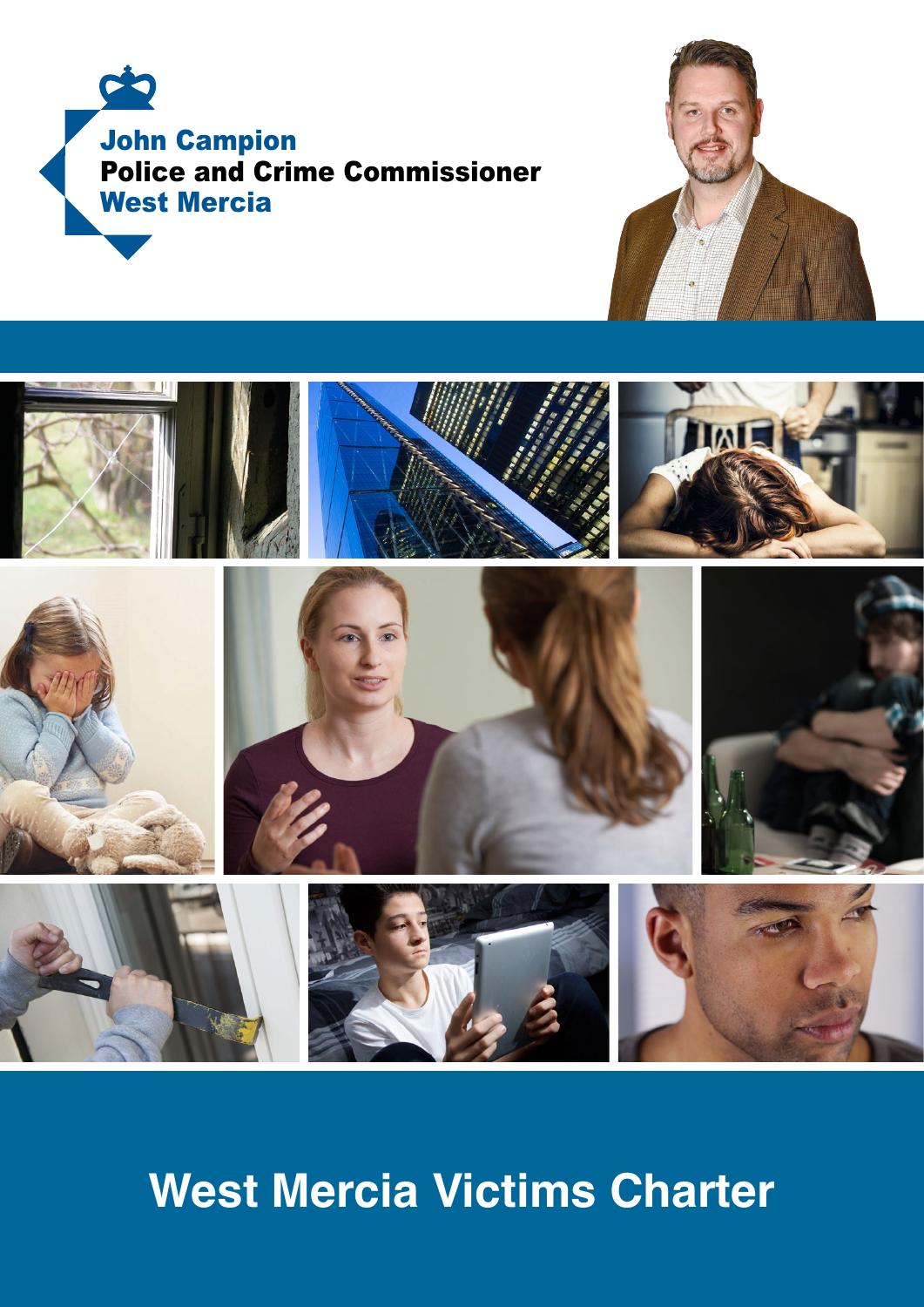John Campion
Police and Crime Commissioner
West Mercia

# West Mercia Victims Charter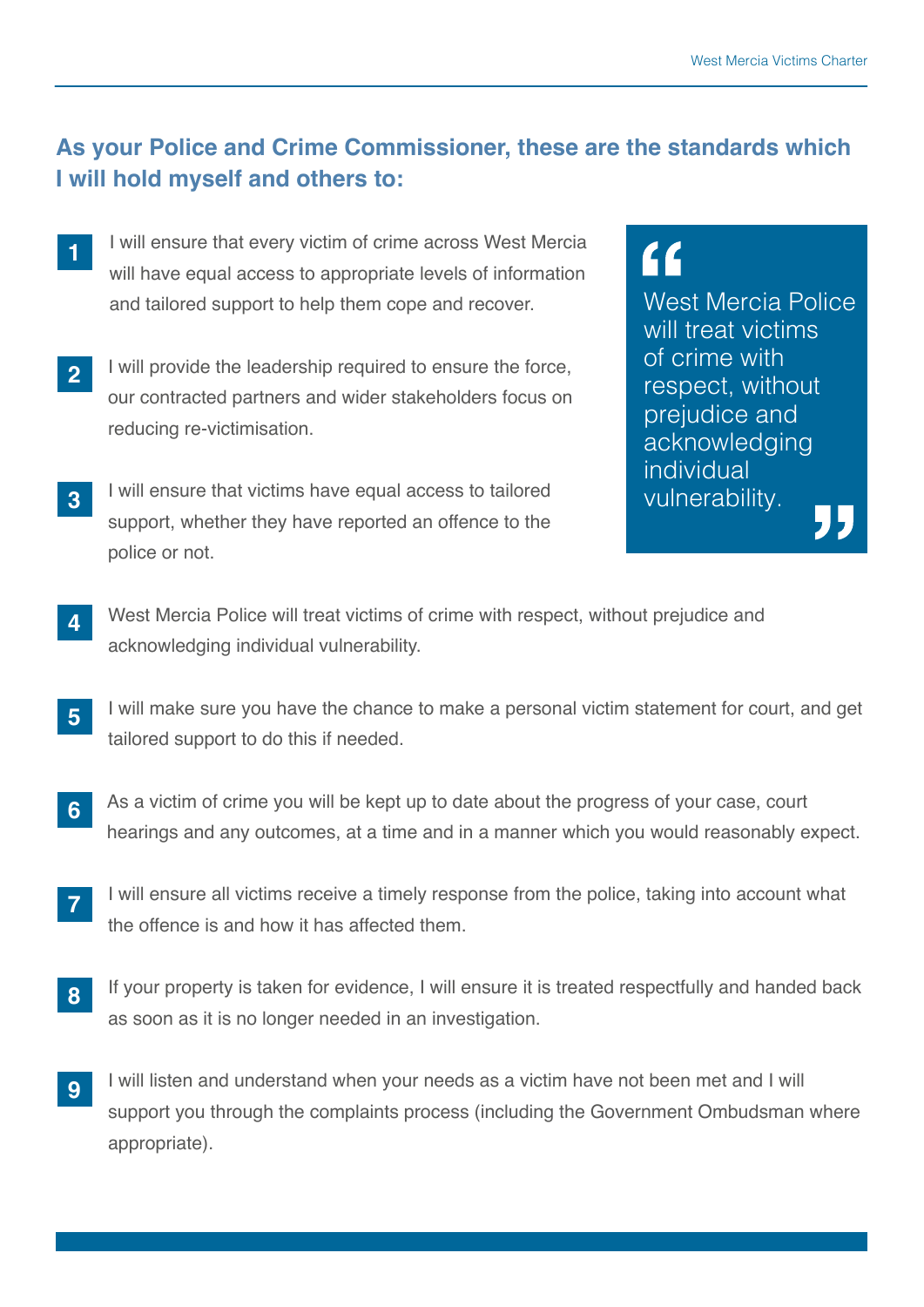## As your Police and Crime Commissioner, these are the standards which I will hold myself and others to:

1. I will ensure that every victim of crime across West Mercia will have equal access to appropriate levels of information and tailored support to help them cope and recover.

2. I will provide the leadership required to ensure the force, our contracted partners and wider stakeholders focus on reducing re-victimisation.

3. I will ensure that victims have equal access to tailored support, whether they have reported an offence to the police or not.

> "West Mercia Police will treat victims of crime with respect, without prejudice and acknowledging individual vulnerability."

4. West Mercia Police will treat victims of crime with respect, without prejudice and acknowledging individual vulnerability.

5. I will make sure you have the chance to make a personal victim statement for court, and get tailored support to do this if needed.

6. As a victim of crime you will be kept up to date about the progress of your case, court hearings and any outcomes, at a time and in a manner which you would reasonably expect.

7. I will ensure all victims receive a timely response from the police, taking into account what the offence is and how it has affected them.

8. If your property is taken for evidence, I will ensure it is treated respectfully and handed back as soon as it is no longer needed in an investigation.

9. I will listen and understand when your needs as a victim have not been met and I will support you through the complaints process (including the Government Ombudsman where appropriate).